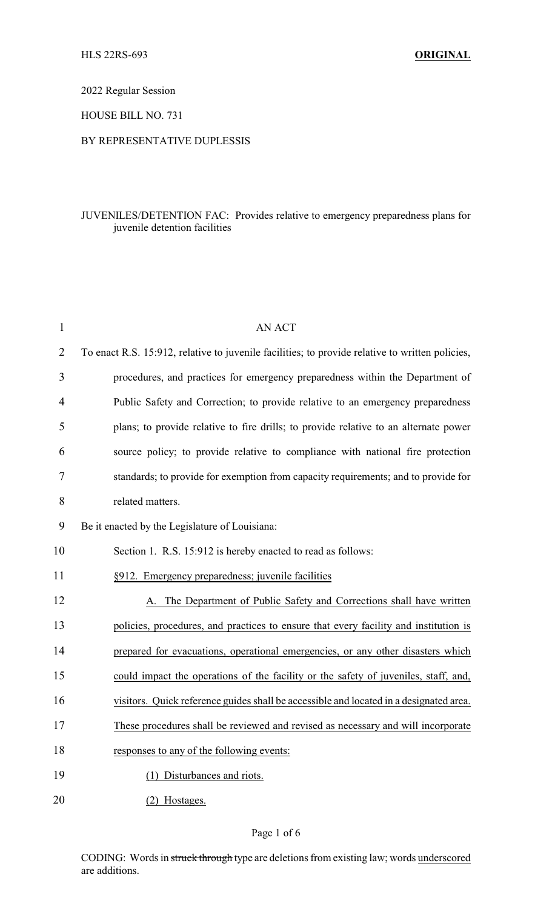HLS 22RS-693 **ORIGINAL**

2022 Regular Session

HOUSE BILL NO. 731

BY REPRESENTATIVE DUPLESSIS

JUVENILES/DETENTION FAC: Provides relative to emergency preparedness plans for juvenile detention facilities

AN ACT

To enact R.S. 15:912, relative to juvenile facilities; to provide relative to written policies, procedures, and practices for emergency preparedness within the Department of Public Safety and Correction; to provide relative to an emergency preparedness plans; to provide relative to fire drills; to provide relative to an alternate power source policy; to provide relative to compliance with national fire protection standards; to provide for exemption from capacity requirements; and to provide for related matters.

Be it enacted by the Legislature of Louisiana:

Section 1. R.S. 15:912 is hereby enacted to read as follows:

§912. Emergency preparedness; juvenile facilities

A. The Department of Public Safety and Corrections shall have written policies, procedures, and practices to ensure that every facility and institution is prepared for evacuations, operational emergencies, or any other disasters which could impact the operations of the facility or the safety of juveniles, staff, and, visitors. Quick reference guides shall be accessible and located in a designated area. These procedures shall be reviewed and revised as necessary and will incorporate responses to any of the following events:

(1) Disturbances and riots.

(2) Hostages.

CODING: Words in ~~struck through~~ type are deletions from existing law; words underscored are additions.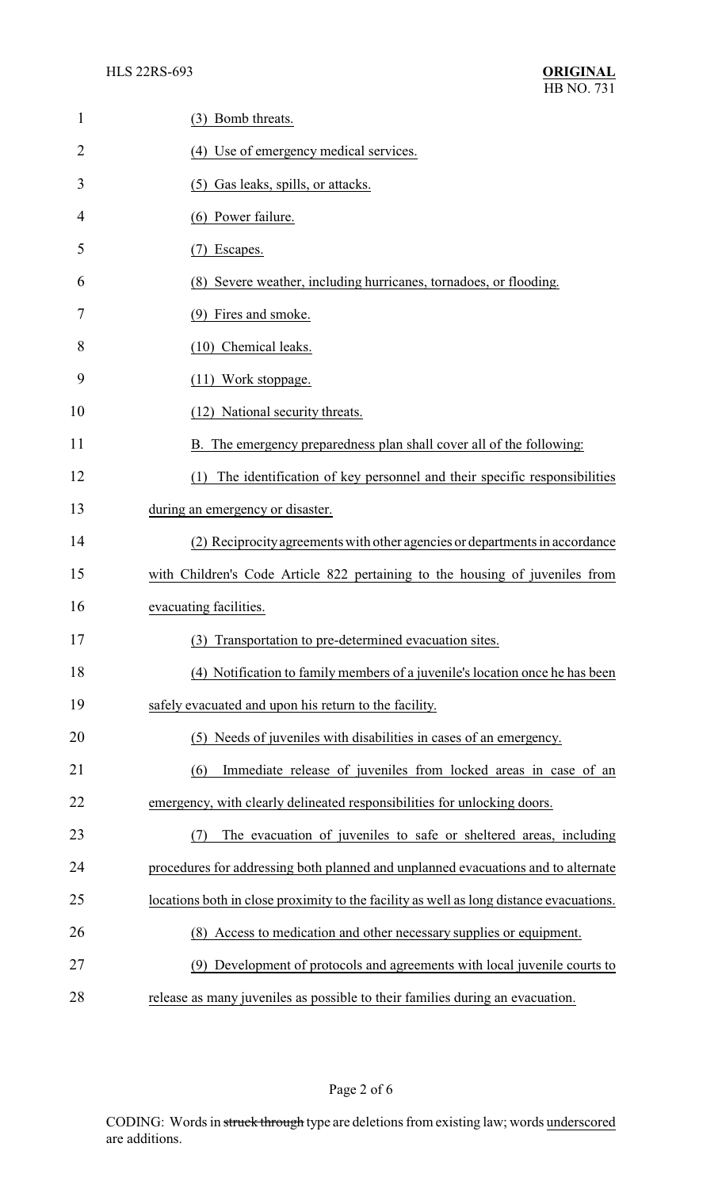(3) Bomb threats.

(4) Use of emergency medical services.

(5) Gas leaks, spills, or attacks.

(6) Power failure.

(7) Escapes.

(8) Severe weather, including hurricanes, tornadoes, or flooding.

(9) Fires and smoke.

(10) Chemical leaks.

(11) Work stoppage.

(12) National security threats.

B. The emergency preparedness plan shall cover all of the following:

(1) The identification of key personnel and their specific responsibilities during an emergency or disaster.

(2) Reciprocity agreements with other agencies or departments in accordance with Children's Code Article 822 pertaining to the housing of juveniles from evacuating facilities.

(3) Transportation to pre-determined evacuation sites.

(4) Notification to family members of a juvenile's location once he has been safely evacuated and upon his return to the facility.

(5) Needs of juveniles with disabilities in cases of an emergency.

(6) Immediate release of juveniles from locked areas in case of an emergency, with clearly delineated responsibilities for unlocking doors.

(7) The evacuation of juveniles to safe or sheltered areas, including procedures for addressing both planned and unplanned evacuations and to alternate locations both in close proximity to the facility as well as long distance evacuations.

(8) Access to medication and other necessary supplies or equipment.

(9) Development of protocols and agreements with local juvenile courts to release as many juveniles as possible to their families during an evacuation.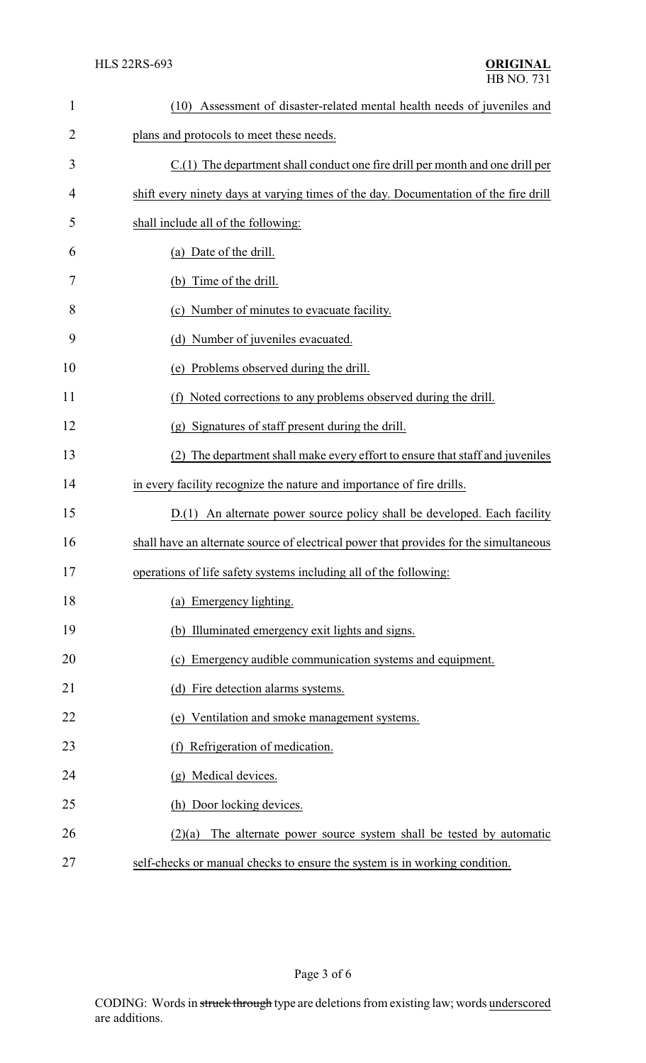(10) Assessment of disaster-related mental health needs of juveniles and plans and protocols to meet these needs.

C.(1) The department shall conduct one fire drill per month and one drill per shift every ninety days at varying times of the day. Documentation of the fire drill shall include all of the following:

(a) Date of the drill.

(b) Time of the drill.

(c) Number of minutes to evacuate facility.

(d) Number of juveniles evacuated.

(e) Problems observed during the drill.

(f) Noted corrections to any problems observed during the drill.

(g) Signatures of staff present during the drill.

(2) The department shall make every effort to ensure that staff and juveniles in every facility recognize the nature and importance of fire drills.

D.(1) An alternate power source policy shall be developed. Each facility shall have an alternate source of electrical power that provides for the simultaneous operations of life safety systems including all of the following:

(a) Emergency lighting.

(b) Illuminated emergency exit lights and signs.

(c) Emergency audible communication systems and equipment.

(d) Fire detection alarms systems.

(e) Ventilation and smoke management systems.

(f) Refrigeration of medication.

(g) Medical devices.

(h) Door locking devices.

(2)(a) The alternate power source system shall be tested by automatic self-checks or manual checks to ensure the system is in working condition.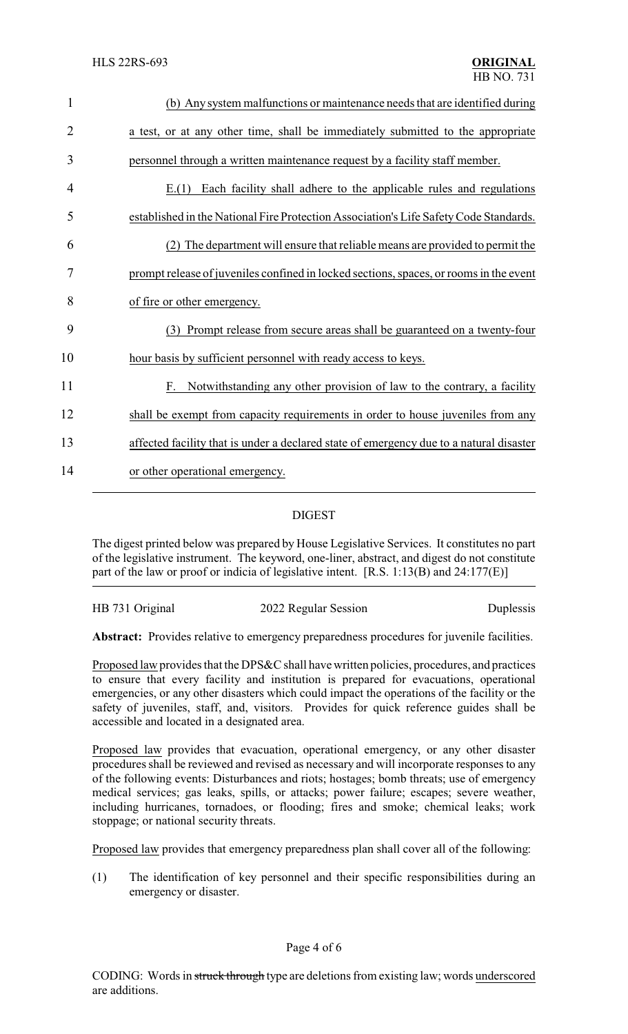(b) Any system malfunctions or maintenance needs that are identified during a test, or at any other time, shall be immediately submitted to the appropriate personnel through a written maintenance request by a facility staff member.

E.(1) Each facility shall adhere to the applicable rules and regulations established in the National Fire Protection Association's Life Safety Code Standards.

(2) The department will ensure that reliable means are provided to permit the prompt release of juveniles confined in locked sections, spaces, or rooms in the event of fire or other emergency.

(3) Prompt release from secure areas shall be guaranteed on a twenty-four hour basis by sufficient personnel with ready access to keys.

F. Notwithstanding any other provision of law to the contrary, a facility shall be exempt from capacity requirements in order to house juveniles from any affected facility that is under a declared state of emergency due to a natural disaster or other operational emergency.

## DIGEST

The digest printed below was prepared by House Legislative Services. It constitutes no part of the legislative instrument. The keyword, one-liner, abstract, and digest do not constitute part of the law or proof or indicia of legislative intent. [R.S. 1:13(B) and 24:177(E)]

HB 731 Original — 2022 Regular Session — Duplessis

**Abstract:** Provides relative to emergency preparedness procedures for juvenile facilities.

Proposed law provides that the DPS&C shall have written policies, procedures, and practices to ensure that every facility and institution is prepared for evacuations, operational emergencies, or any other disasters which could impact the operations of the facility or the safety of juveniles, staff, and, visitors. Provides for quick reference guides shall be accessible and located in a designated area.

Proposed law provides that evacuation, operational emergency, or any other disaster procedures shall be reviewed and revised as necessary and will incorporate responses to any of the following events: Disturbances and riots; hostages; bomb threats; use of emergency medical services; gas leaks, spills, or attacks; power failure; escapes; severe weather, including hurricanes, tornadoes, or flooding; fires and smoke; chemical leaks; work stoppage; or national security threats.

Proposed law provides that emergency preparedness plan shall cover all of the following:

(1) The identification of key personnel and their specific responsibilities during an emergency or disaster.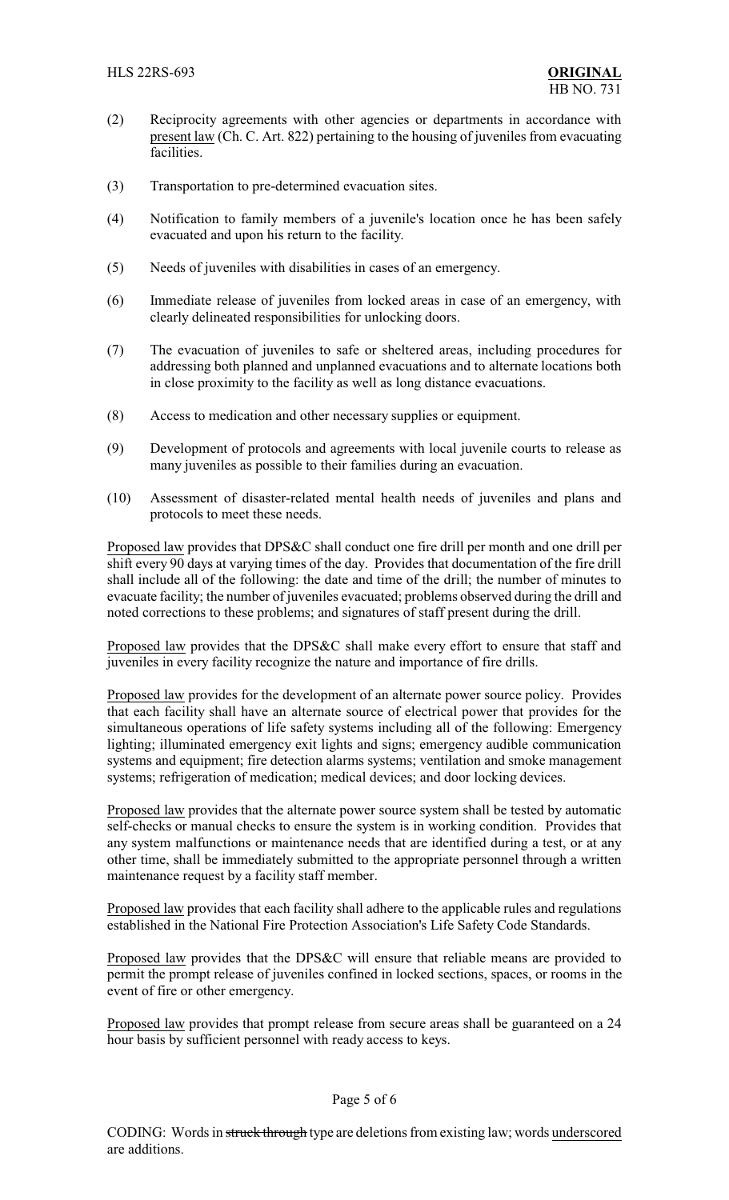(2) Reciprocity agreements with other agencies or departments in accordance with present law (Ch. C. Art. 822) pertaining to the housing of juveniles from evacuating facilities.

(3) Transportation to pre-determined evacuation sites.

(4) Notification to family members of a juvenile's location once he has been safely evacuated and upon his return to the facility.

(5) Needs of juveniles with disabilities in cases of an emergency.

(6) Immediate release of juveniles from locked areas in case of an emergency, with clearly delineated responsibilities for unlocking doors.

(7) The evacuation of juveniles to safe or sheltered areas, including procedures for addressing both planned and unplanned evacuations and to alternate locations both in close proximity to the facility as well as long distance evacuations.

(8) Access to medication and other necessary supplies or equipment.

(9) Development of protocols and agreements with local juvenile courts to release as many juveniles as possible to their families during an evacuation.

(10) Assessment of disaster-related mental health needs of juveniles and plans and protocols to meet these needs.

Proposed law provides that DPS&C shall conduct one fire drill per month and one drill per shift every 90 days at varying times of the day. Provides that documentation of the fire drill shall include all of the following: the date and time of the drill; the number of minutes to evacuate facility; the number of juveniles evacuated; problems observed during the drill and noted corrections to these problems; and signatures of staff present during the drill.

Proposed law provides that the DPS&C shall make every effort to ensure that staff and juveniles in every facility recognize the nature and importance of fire drills.

Proposed law provides for the development of an alternate power source policy. Provides that each facility shall have an alternate source of electrical power that provides for the simultaneous operations of life safety systems including all of the following: Emergency lighting; illuminated emergency exit lights and signs; emergency audible communication systems and equipment; fire detection alarms systems; ventilation and smoke management systems; refrigeration of medication; medical devices; and door locking devices.

Proposed law provides that the alternate power source system shall be tested by automatic self-checks or manual checks to ensure the system is in working condition. Provides that any system malfunctions or maintenance needs that are identified during a test, or at any other time, shall be immediately submitted to the appropriate personnel through a written maintenance request by a facility staff member.

Proposed law provides that each facility shall adhere to the applicable rules and regulations established in the National Fire Protection Association's Life Safety Code Standards.

Proposed law provides that the DPS&C will ensure that reliable means are provided to permit the prompt release of juveniles confined in locked sections, spaces, or rooms in the event of fire or other emergency.

Proposed law provides that prompt release from secure areas shall be guaranteed on a 24 hour basis by sufficient personnel with ready access to keys.

CODING: Words in ~~struck through~~ type are deletions from existing law; words underscored are additions.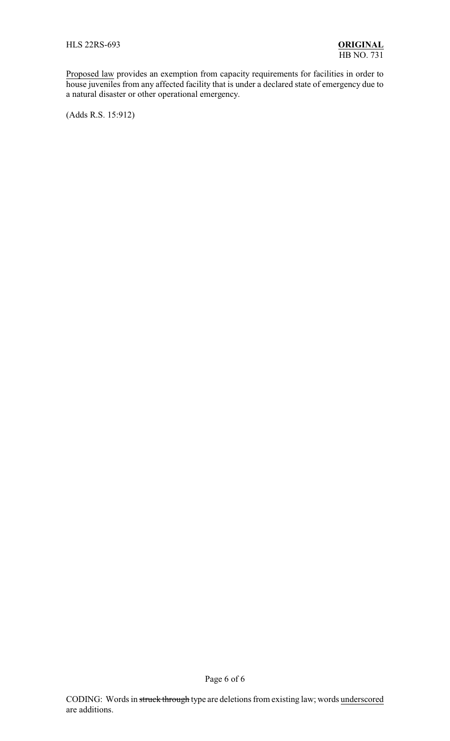Proposed law provides an exemption from capacity requirements for facilities in order to house juveniles from any affected facility that is under a declared state of emergency due to a natural disaster or other operational emergency.

(Adds R.S. 15:912)

CODING: Words in ~~struck through~~ type are deletions from existing law; words underscored are additions.